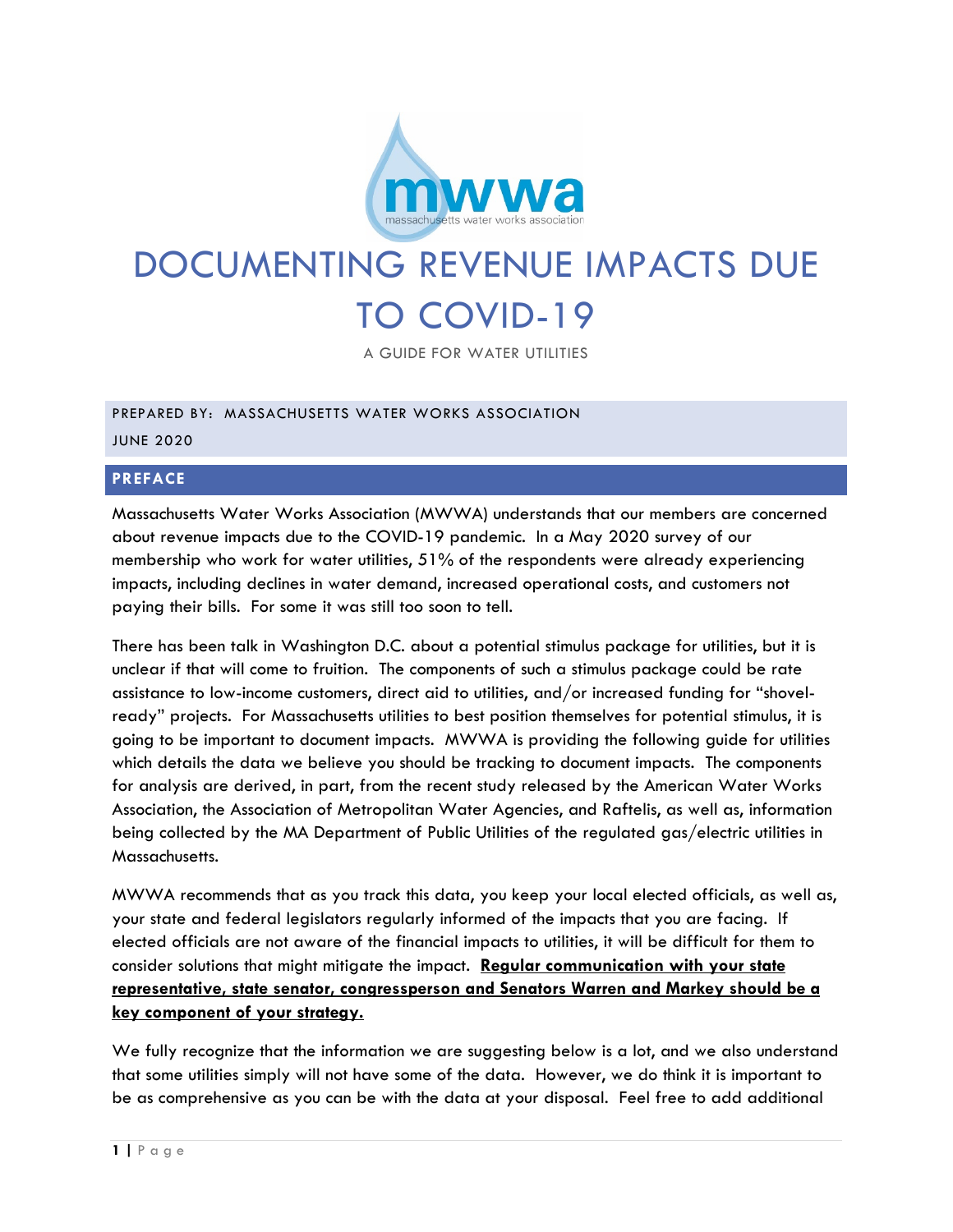# DOCUMENTING REVENUE IMPACTS DUE TO COVID-19

A GUIDE FOR WATER UTILITIES

PREPARED BY: MASSACHUSETTS WATER WORKS ASSOCIATION

JUNE 2020

## PREFACE

Massachusetts Water Works Association (MWWA) understands that our members are concerned about revenue impacts due to the COVID-19 pandemic. In a May 2020 survey of our membership who work for water utilities, 51% of the respondents were already experiencing impacts, including declines in water demand, increased operational costs, and customers not paying their bills. For some it was still too soon to tell.

There has been talk in Washington D.C. about a potential stimulus package for utilities, but it is unclear if that will come to fruition. The components of such a stimulus package could be rate assistance to low-income customers, direct aid to utilities, and/or increased funding for "shovel-ready" projects. For Massachusetts utilities to best position themselves for potential stimulus, it is going to be important to document impacts. MWWA is providing the following guide for utilities which details the data we believe you should be tracking to document impacts. The components for analysis are derived, in part, from the recent study released by the American Water Works Association, the Association of Metropolitan Water Agencies, and Raftelis, as well as, information being collected by the MA Department of Public Utilities of the regulated gas/electric utilities in Massachusetts.

MWWA recommends that as you track this data, you keep your local elected officials, as well as, your state and federal legislators regularly informed of the impacts that you are facing. If elected officials are not aware of the financial impacts to utilities, it will be difficult for them to consider solutions that might mitigate the impact. **Regular communication with your state representative, state senator, congressperson and Senators Warren and Markey should be a key component of your strategy.**

We fully recognize that the information we are suggesting below is a lot, and we also understand that some utilities simply will not have some of the data. However, we do think it is important to be as comprehensive as you can be with the data at your disposal. Feel free to add additional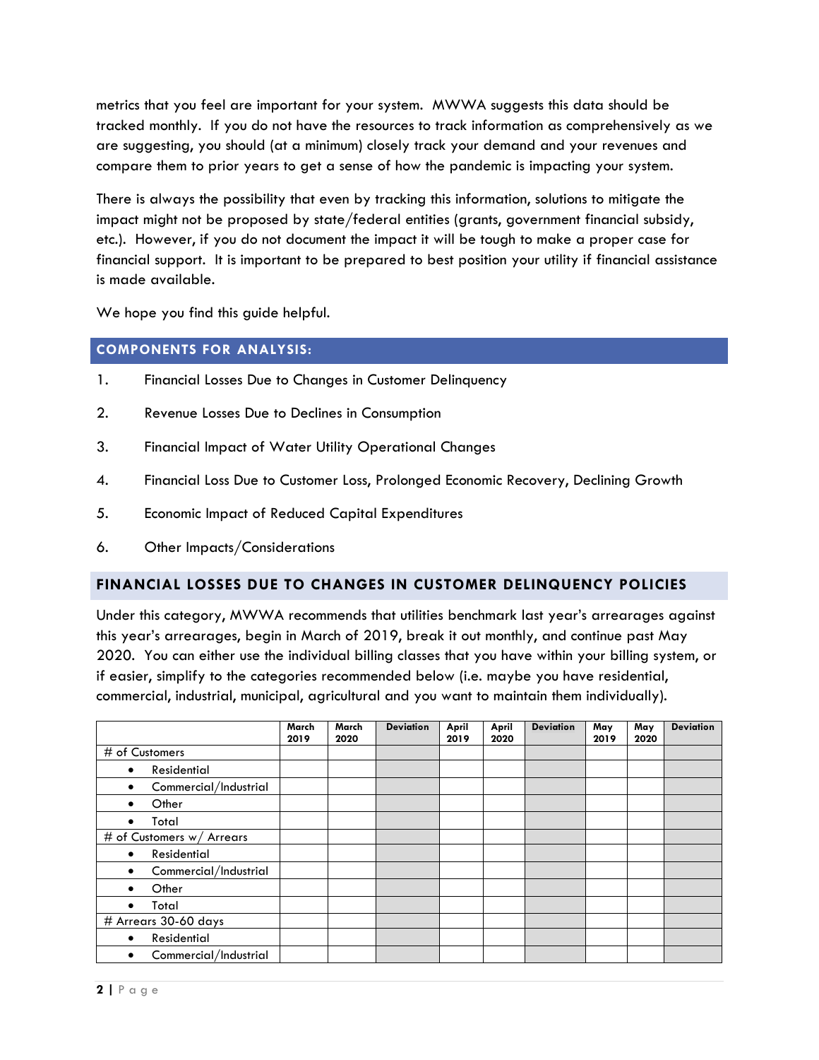metrics that you feel are important for your system. MWWA suggests this data should be tracked monthly. If you do not have the resources to track information as comprehensively as we are suggesting, you should (at a minimum) closely track your demand and your revenues and compare them to prior years to get a sense of how the pandemic is impacting your system.

There is always the possibility that even by tracking this information, solutions to mitigate the impact might not be proposed by state/federal entities (grants, government financial subsidy, etc.). However, if you do not document the impact it will be tough to make a proper case for financial support. It is important to be prepared to best position your utility if financial assistance is made available.

We hope you find this guide helpful.

## COMPONENTS FOR ANALYSIS:

1. Financial Losses Due to Changes in Customer Delinquency
2. Revenue Losses Due to Declines in Consumption
3. Financial Impact of Water Utility Operational Changes
4. Financial Loss Due to Customer Loss, Prolonged Economic Recovery, Declining Growth
5. Economic Impact of Reduced Capital Expenditures
6. Other Impacts/Considerations

## FINANCIAL LOSSES DUE TO CHANGES IN CUSTOMER DELINQUENCY POLICIES

Under this category, MWWA recommends that utilities benchmark last year's arrearages against this year's arrearages, begin in March of 2019, break it out monthly, and continue past May 2020. You can either use the individual billing classes that you have within your billing system, or if easier, simplify to the categories recommended below (i.e. maybe you have residential, commercial, industrial, municipal, agricultural and you want to maintain them individually).

| | March 2019 | March 2020 | Deviation | April 2019 | April 2020 | Deviation | May 2019 | May 2020 | Deviation |
|---|---|---|---|---|---|---|---|---|---|
| # of Customers | | | | | | | | | |
| • Residential | | | | | | | | | |
| • Commercial/Industrial | | | | | | | | | |
| • Other | | | | | | | | | |
| • Total | | | | | | | | | |
| # of Customers w/ Arrears | | | | | | | | | |
| • Residential | | | | | | | | | |
| • Commercial/Industrial | | | | | | | | | |
| • Other | | | | | | | | | |
| • Total | | | | | | | | | |
| # Arrears 30-60 days | | | | | | | | | |
| • Residential | | | | | | | | | |
| • Commercial/Industrial | | | | | | | | | |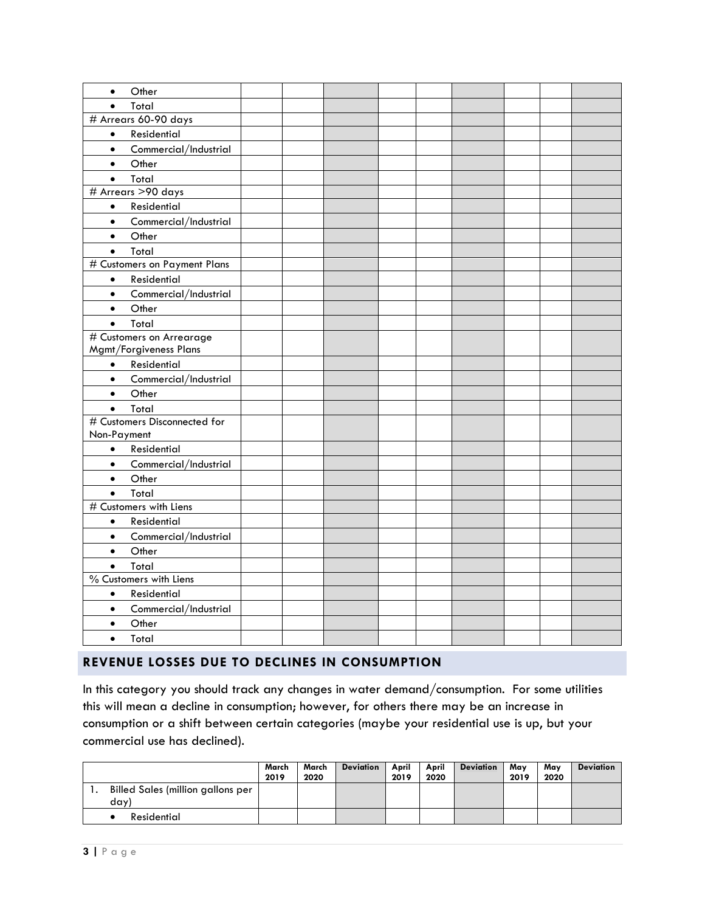| | | | | | | | | | |
|---|---|---|---|---|---|---|---|---|---|
| • Other | | | | | | | | | |
| • Total | | | | | | | | | |
| # Arrears 60-90 days | | | | | | | | | |
| • Residential | | | | | | | | | |
| • Commercial/Industrial | | | | | | | | | |
| • Other | | | | | | | | | |
| • Total | | | | | | | | | |
| # Arrears >90 days | | | | | | | | | |
| • Residential | | | | | | | | | |
| • Commercial/Industrial | | | | | | | | | |
| • Other | | | | | | | | | |
| • Total | | | | | | | | | |
| # Customers on Payment Plans | | | | | | | | | |
| • Residential | | | | | | | | | |
| • Commercial/Industrial | | | | | | | | | |
| • Other | | | | | | | | | |
| • Total | | | | | | | | | |
| # Customers on Arrearage Mgmt/Forgiveness Plans | | | | | | | | | |
| • Residential | | | | | | | | | |
| • Commercial/Industrial | | | | | | | | | |
| • Other | | | | | | | | | |
| • Total | | | | | | | | | |
| # Customers Disconnected for Non-Payment | | | | | | | | | |
| • Residential | | | | | | | | | |
| • Commercial/Industrial | | | | | | | | | |
| • Other | | | | | | | | | |
| • Total | | | | | | | | | |
| # Customers with Liens | | | | | | | | | |
| • Residential | | | | | | | | | |
| • Commercial/Industrial | | | | | | | | | |
| • Other | | | | | | | | | |
| • Total | | | | | | | | | |
| % Customers with Liens | | | | | | | | | |
| • Residential | | | | | | | | | |
| • Commercial/Industrial | | | | | | | | | |
| • Other | | | | | | | | | |
| • Total | | | | | | | | | |

## REVENUE LOSSES DUE TO DECLINES IN CONSUMPTION

In this category you should track any changes in water demand/consumption. For some utilities this will mean a decline in consumption; however, for others there may be an increase in consumption or a shift between certain categories (maybe your residential use is up, but your commercial use has declined).

| | March 2019 | March 2020 | Deviation | April 2019 | April 2020 | Deviation | May 2019 | May 2020 | Deviation |
|---|---|---|---|---|---|---|---|---|---|
| 1. Billed Sales (million gallons per day) | | | | | | | | | |
| • Residential | | | | | | | | | |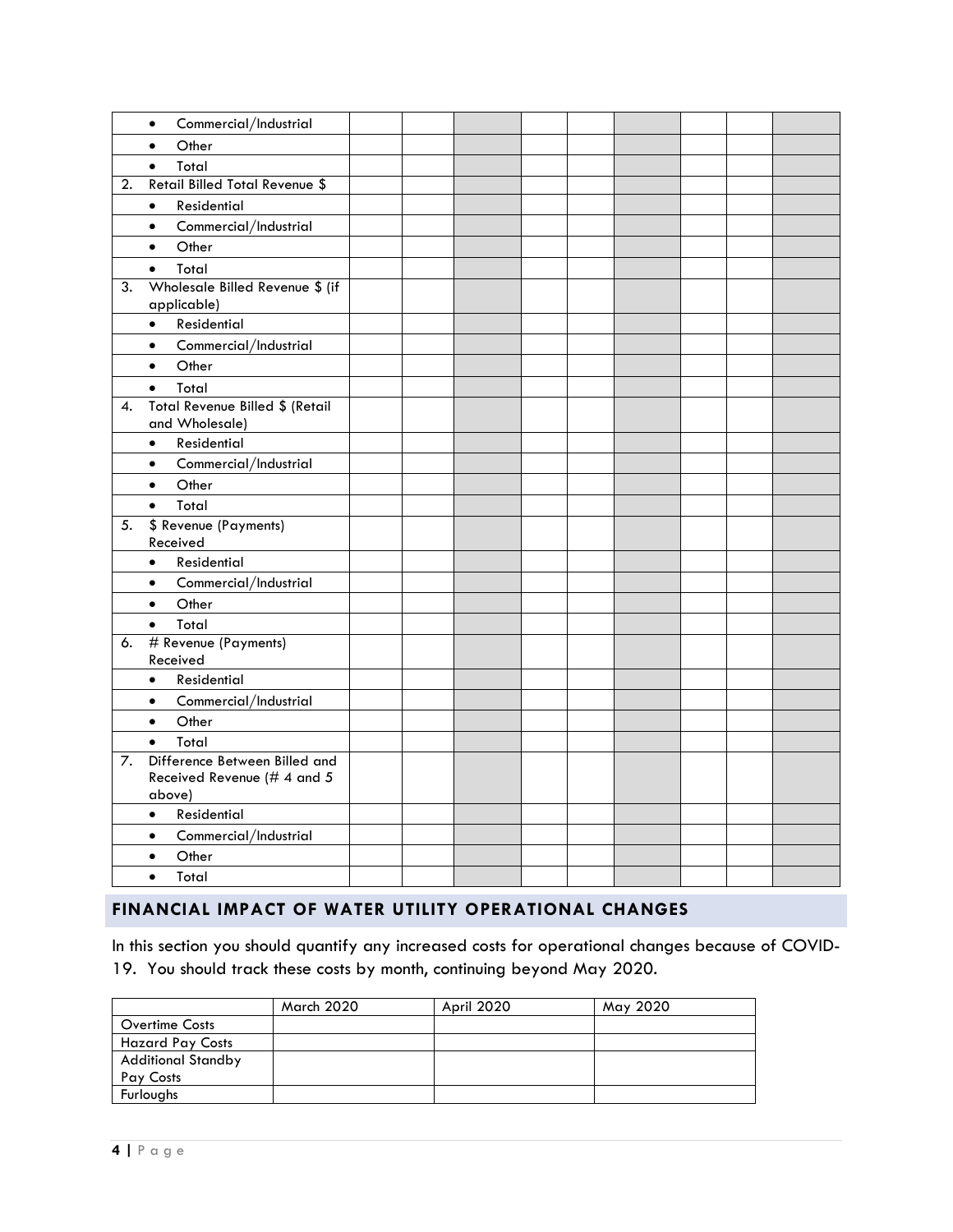| | | | | | | | | | |
|---|---|---|---|---|---|---|---|---|---|
| • Commercial/Industrial | | | | | | | | | |
| • Other | | | | | | | | | |
| • Total | | | | | | | | | |
| 2. Retail Billed Total Revenue $ | | | | | | | | | |
| • Residential | | | | | | | | | |
| • Commercial/Industrial | | | | | | | | | |
| • Other | | | | | | | | | |
| • Total | | | | | | | | | |
| 3. Wholesale Billed Revenue $ (if applicable) | | | | | | | | | |
| • Residential | | | | | | | | | |
| • Commercial/Industrial | | | | | | | | | |
| • Other | | | | | | | | | |
| • Total | | | | | | | | | |
| 4. Total Revenue Billed $ (Retail and Wholesale) | | | | | | | | | |
| • Residential | | | | | | | | | |
| • Commercial/Industrial | | | | | | | | | |
| • Other | | | | | | | | | |
| • Total | | | | | | | | | |
| 5. $ Revenue (Payments) Received | | | | | | | | | |
| • Residential | | | | | | | | | |
| • Commercial/Industrial | | | | | | | | | |
| • Other | | | | | | | | | |
| • Total | | | | | | | | | |
| 6. # Revenue (Payments) Received | | | | | | | | | |
| • Residential | | | | | | | | | |
| • Commercial/Industrial | | | | | | | | | |
| • Other | | | | | | | | | |
| • Total | | | | | | | | | |
| 7. Difference Between Billed and Received Revenue (# 4 and 5 above) | | | | | | | | | |
| • Residential | | | | | | | | | |
| • Commercial/Industrial | | | | | | | | | |
| • Other | | | | | | | | | |
| • Total | | | | | | | | | |

## FINANCIAL IMPACT OF WATER UTILITY OPERATIONAL CHANGES

In this section you should quantify any increased costs for operational changes because of COVID-19. You should track these costs by month, continuing beyond May 2020.

| | March 2020 | April 2020 | May 2020 |
|---|---|---|---|
| Overtime Costs | | | |
| Hazard Pay Costs | | | |
| Additional Standby Pay Costs | | | |
| Furloughs | | | |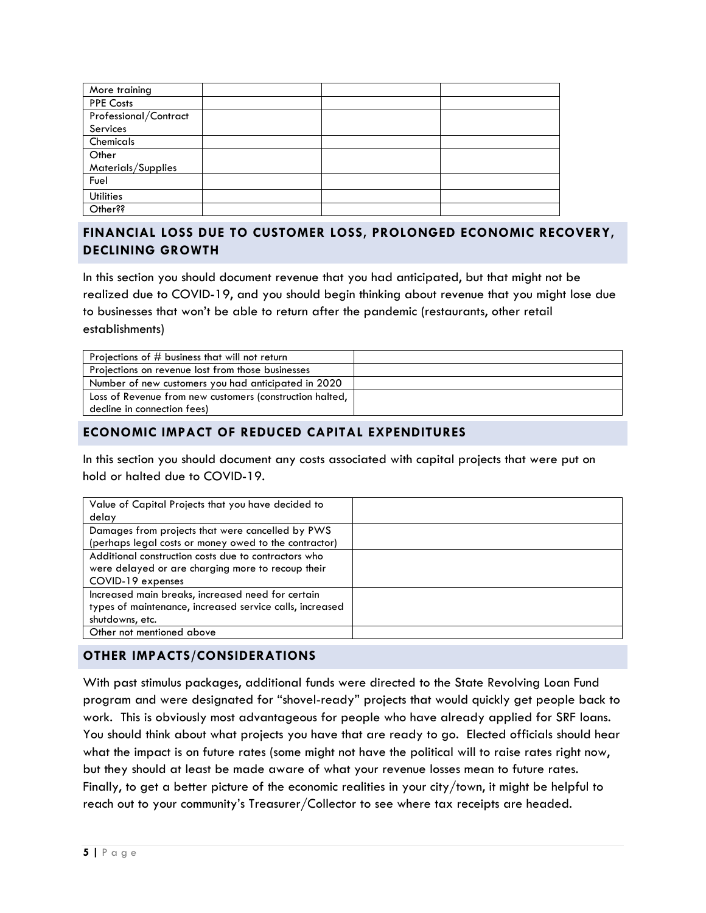| | | | |
|---|---|---|---|
| More training | | | |
| PPE Costs | | | |
| Professional/Contract Services | | | |
| Chemicals | | | |
| Other Materials/Supplies | | | |
| Fuel | | | |
| Utilities | | | |
| Other?? | | | |

## FINANCIAL LOSS DUE TO CUSTOMER LOSS, PROLONGED ECONOMIC RECOVERY, DECLINING GROWTH

In this section you should document revenue that you had anticipated, but that might not be realized due to COVID-19, and you should begin thinking about revenue that you might lose due to businesses that won't be able to return after the pandemic (restaurants, other retail establishments)

| | |
|---|---|
| Projections of # business that will not return | |
| Projections on revenue lost from those businesses | |
| Number of new customers you had anticipated in 2020 | |
| Loss of Revenue from new customers (construction halted, decline in connection fees) | |

## ECONOMIC IMPACT OF REDUCED CAPITAL EXPENDITURES

In this section you should document any costs associated with capital projects that were put on hold or halted due to COVID-19.

| | |
|---|---|
| Value of Capital Projects that you have decided to delay | |
| Damages from projects that were cancelled by PWS (perhaps legal costs or money owed to the contractor) | |
| Additional construction costs due to contractors who were delayed or are charging more to recoup their COVID-19 expenses | |
| Increased main breaks, increased need for certain types of maintenance, increased service calls, increased shutdowns, etc. | |
| Other not mentioned above | |

## OTHER IMPACTS/CONSIDERATIONS

With past stimulus packages, additional funds were directed to the State Revolving Loan Fund program and were designated for "shovel-ready" projects that would quickly get people back to work. This is obviously most advantageous for people who have already applied for SRF loans. You should think about what projects you have that are ready to go. Elected officials should hear what the impact is on future rates (some might not have the political will to raise rates right now, but they should at least be made aware of what your revenue losses mean to future rates. Finally, to get a better picture of the economic realities in your city/town, it might be helpful to reach out to your community's Treasurer/Collector to see where tax receipts are headed.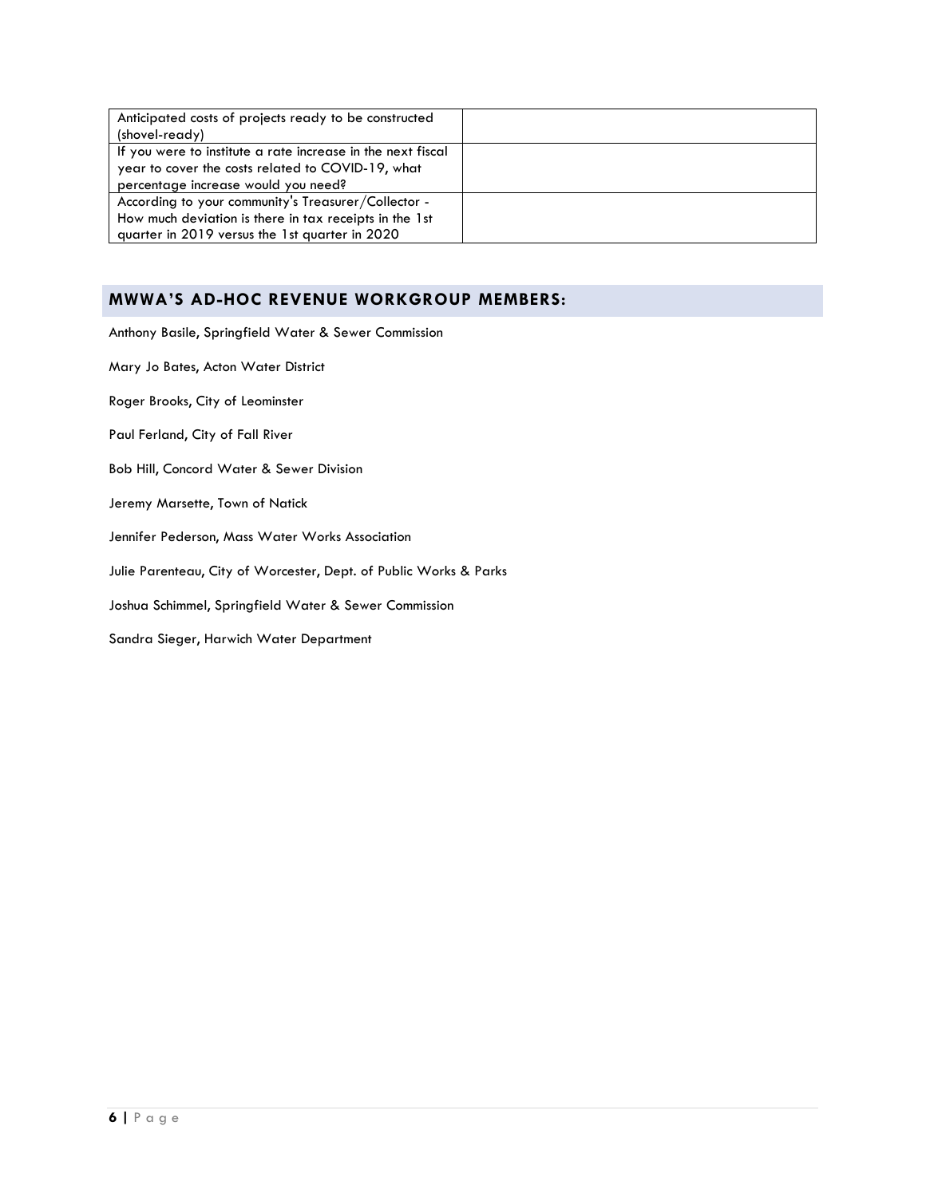| | |
|---|---|
| Anticipated costs of projects ready to be constructed (shovel-ready) | |
| If you were to institute a rate increase in the next fiscal year to cover the costs related to COVID-19, what percentage increase would you need? | |
| According to your community's Treasurer/Collector - How much deviation is there in tax receipts in the 1st quarter in 2019 versus the 1st quarter in 2020 | |

## MWWA'S AD-HOC REVENUE WORKGROUP MEMBERS:

Anthony Basile, Springfield Water & Sewer Commission

Mary Jo Bates, Acton Water District

Roger Brooks, City of Leominster

Paul Ferland, City of Fall River

Bob Hill, Concord Water & Sewer Division

Jeremy Marsette, Town of Natick

Jennifer Pederson, Mass Water Works Association

Julie Parenteau, City of Worcester, Dept. of Public Works & Parks

Joshua Schimmel, Springfield Water & Sewer Commission

Sandra Sieger, Harwich Water Department